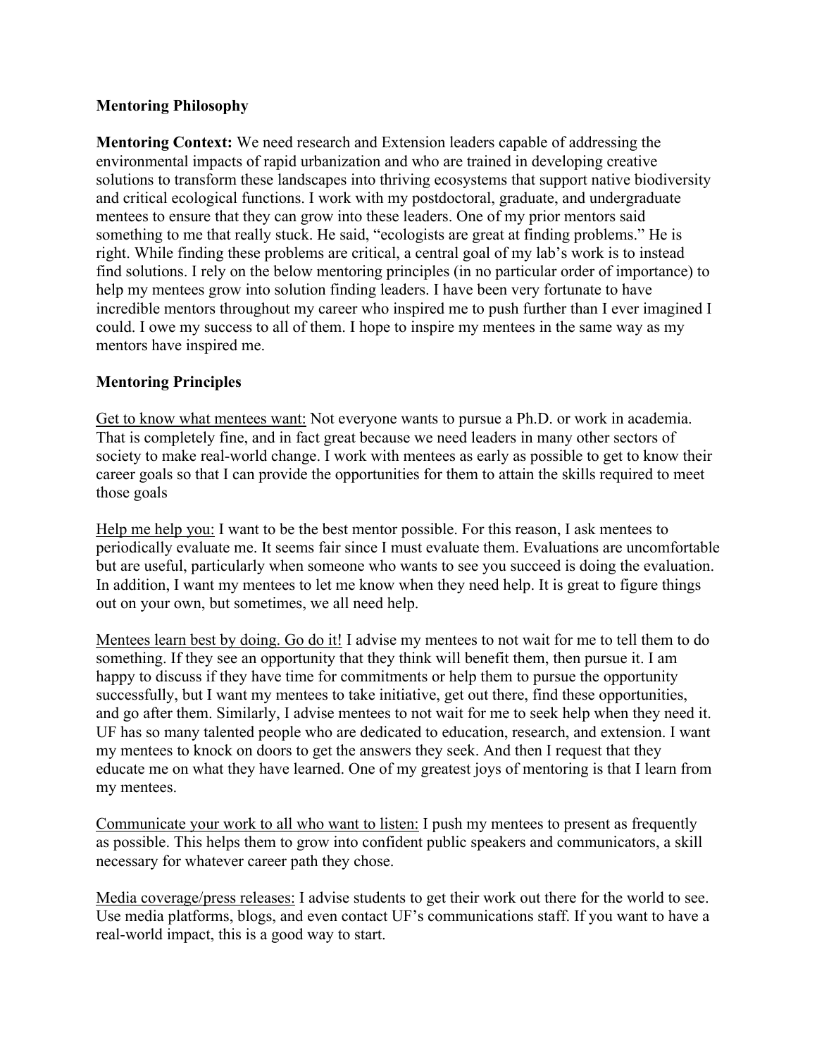**Mentoring Philosophy**

**Mentoring Context:** We need research and Extension leaders capable of addressing the environmental impacts of rapid urbanization and who are trained in developing creative solutions to transform these landscapes into thriving ecosystems that support native biodiversity and critical ecological functions. I work with my postdoctoral, graduate, and undergraduate mentees to ensure that they can grow into these leaders. One of my prior mentors said something to me that really stuck. He said, "ecologists are great at finding problems." He is right. While finding these problems are critical, a central goal of my lab's work is to instead find solutions. I rely on the below mentoring principles (in no particular order of importance) to help my mentees grow into solution finding leaders. I have been very fortunate to have incredible mentors throughout my career who inspired me to push further than I ever imagined I could. I owe my success to all of them. I hope to inspire my mentees in the same way as my mentors have inspired me.

**Mentoring Principles**

<u>Get to know what mentees want:</u> Not everyone wants to pursue a Ph.D. or work in academia. That is completely fine, and in fact great because we need leaders in many other sectors of society to make real-world change. I work with mentees as early as possible to get to know their career goals so that I can provide the opportunities for them to attain the skills required to meet those goals

<u>Help me help you:</u> I want to be the best mentor possible. For this reason, I ask mentees to periodically evaluate me. It seems fair since I must evaluate them. Evaluations are uncomfortable but are useful, particularly when someone who wants to see you succeed is doing the evaluation. In addition, I want my mentees to let me know when they need help. It is great to figure things out on your own, but sometimes, we all need help.

<u>Mentees learn best by doing. Go do it!</u> I advise my mentees to not wait for me to tell them to do something. If they see an opportunity that they think will benefit them, then pursue it. I am happy to discuss if they have time for commitments or help them to pursue the opportunity successfully, but I want my mentees to take initiative, get out there, find these opportunities, and go after them. Similarly, I advise mentees to not wait for me to seek help when they need it. UF has so many talented people who are dedicated to education, research, and extension. I want my mentees to knock on doors to get the answers they seek. And then I request that they educate me on what they have learned. One of my greatest joys of mentoring is that I learn from my mentees.

<u>Communicate your work to all who want to listen:</u> I push my mentees to present as frequently as possible. This helps them to grow into confident public speakers and communicators, a skill necessary for whatever career path they chose.

<u>Media coverage/press releases:</u> I advise students to get their work out there for the world to see. Use media platforms, blogs, and even contact UF's communications staff. If you want to have a real-world impact, this is a good way to start.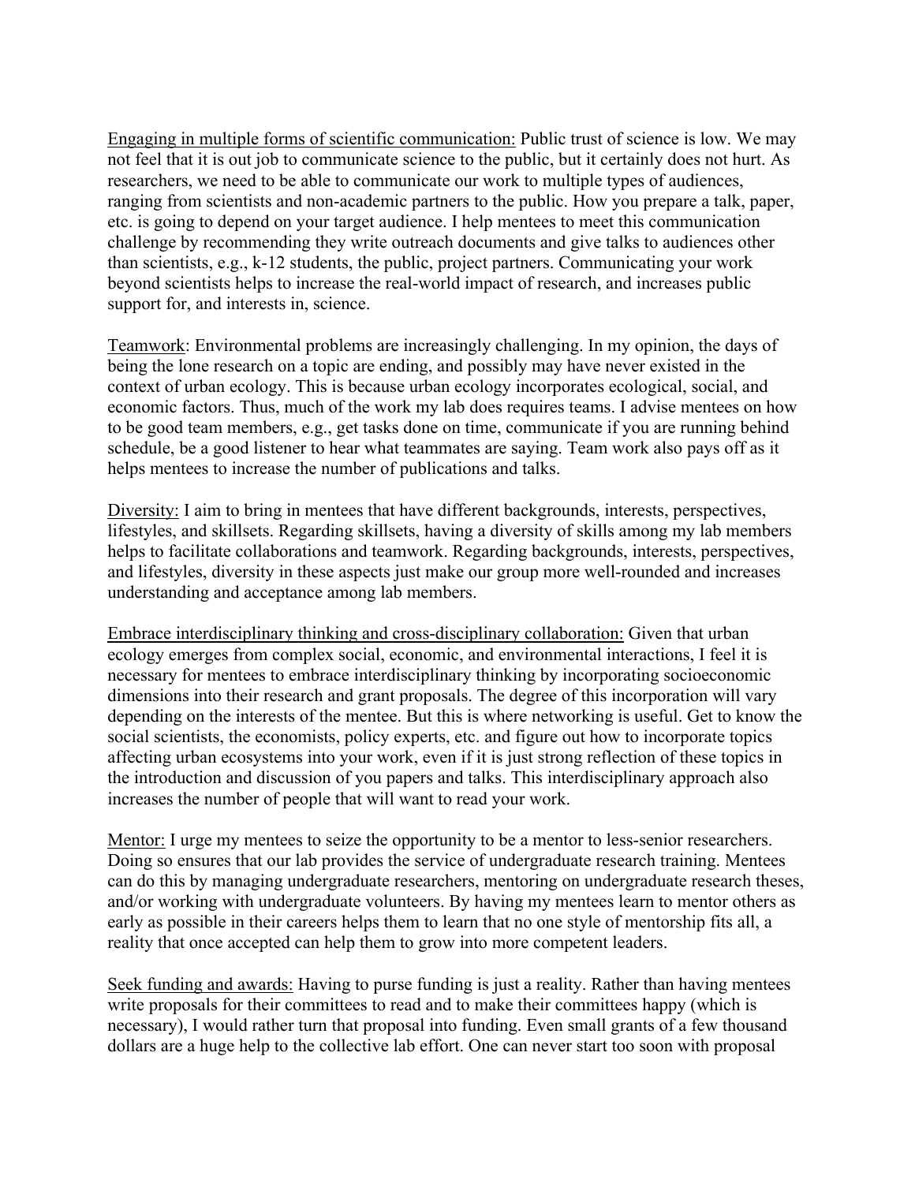<u>Engaging in multiple forms of scientific communication:</u> Public trust of science is low. We may not feel that it is out job to communicate science to the public, but it certainly does not hurt. As researchers, we need to be able to communicate our work to multiple types of audiences, ranging from scientists and non-academic partners to the public. How you prepare a talk, paper, etc. is going to depend on your target audience. I help mentees to meet this communication challenge by recommending they write outreach documents and give talks to audiences other than scientists, e.g., k-12 students, the public, project partners. Communicating your work beyond scientists helps to increase the real-world impact of research, and increases public support for, and interests in, science.

<u>Teamwork</u>: Environmental problems are increasingly challenging. In my opinion, the days of being the lone research on a topic are ending, and possibly may have never existed in the context of urban ecology. This is because urban ecology incorporates ecological, social, and economic factors. Thus, much of the work my lab does requires teams. I advise mentees on how to be good team members, e.g., get tasks done on time, communicate if you are running behind schedule, be a good listener to hear what teammates are saying. Team work also pays off as it helps mentees to increase the number of publications and talks.

<u>Diversity:</u> I aim to bring in mentees that have different backgrounds, interests, perspectives, lifestyles, and skillsets. Regarding skillsets, having a diversity of skills among my lab members helps to facilitate collaborations and teamwork. Regarding backgrounds, interests, perspectives, and lifestyles, diversity in these aspects just make our group more well-rounded and increases understanding and acceptance among lab members.

<u>Embrace interdisciplinary thinking and cross-disciplinary collaboration:</u> Given that urban ecology emerges from complex social, economic, and environmental interactions, I feel it is necessary for mentees to embrace interdisciplinary thinking by incorporating socioeconomic dimensions into their research and grant proposals. The degree of this incorporation will vary depending on the interests of the mentee. But this is where networking is useful. Get to know the social scientists, the economists, policy experts, etc. and figure out how to incorporate topics affecting urban ecosystems into your work, even if it is just strong reflection of these topics in the introduction and discussion of you papers and talks. This interdisciplinary approach also increases the number of people that will want to read your work.

<u>Mentor:</u> I urge my mentees to seize the opportunity to be a mentor to less-senior researchers. Doing so ensures that our lab provides the service of undergraduate research training. Mentees can do this by managing undergraduate researchers, mentoring on undergraduate research theses, and/or working with undergraduate volunteers. By having my mentees learn to mentor others as early as possible in their careers helps them to learn that no one style of mentorship fits all, a reality that once accepted can help them to grow into more competent leaders.

<u>Seek funding and awards:</u> Having to purse funding is just a reality. Rather than having mentees write proposals for their committees to read and to make their committees happy (which is necessary), I would rather turn that proposal into funding. Even small grants of a few thousand dollars are a huge help to the collective lab effort. One can never start too soon with proposal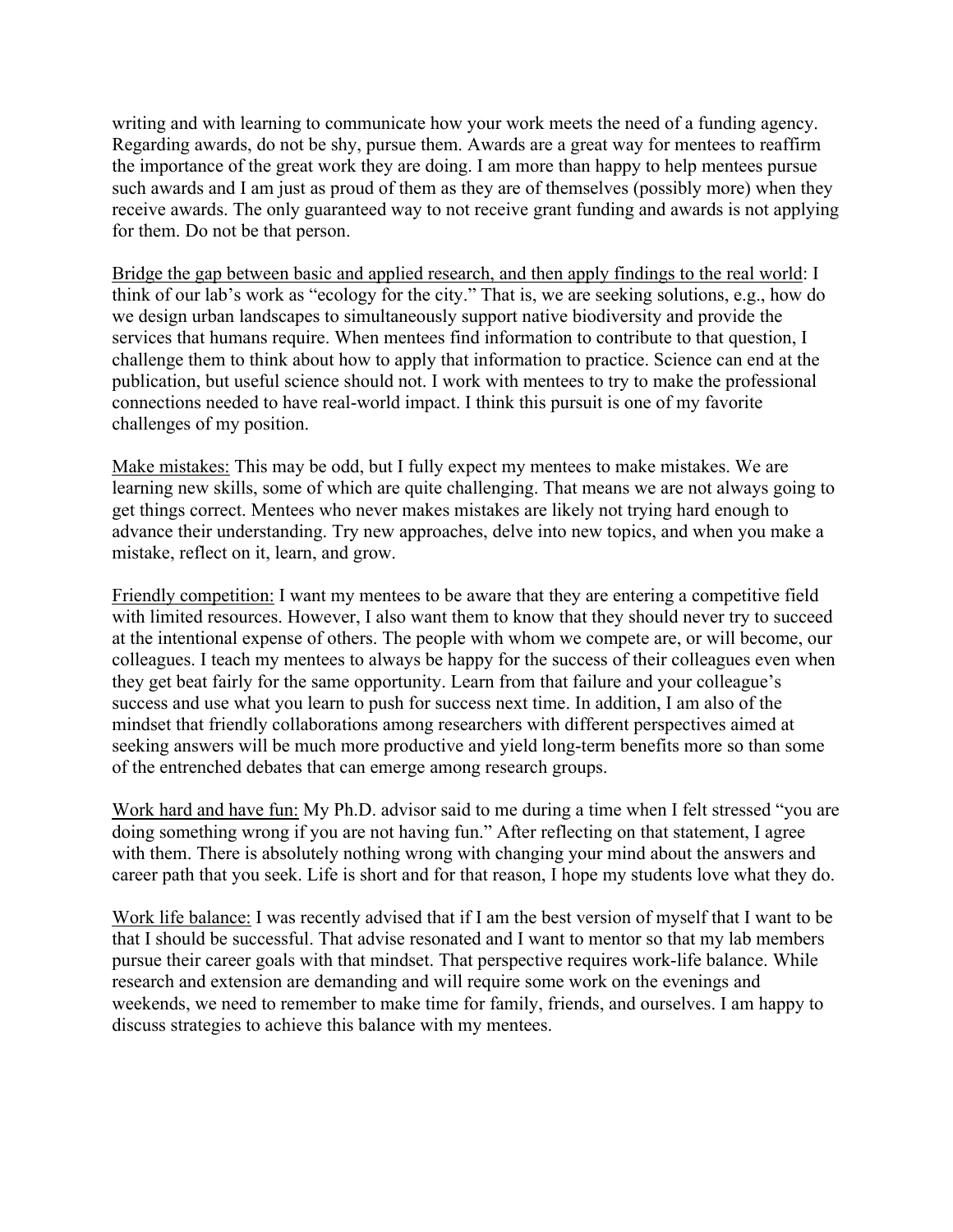writing and with learning to communicate how your work meets the need of a funding agency. Regarding awards, do not be shy, pursue them. Awards are a great way for mentees to reaffirm the importance of the great work they are doing. I am more than happy to help mentees pursue such awards and I am just as proud of them as they are of themselves (possibly more) when they receive awards. The only guaranteed way to not receive grant funding and awards is not applying for them. Do not be that person.

<u>Bridge the gap between basic and applied research, and then apply findings to the real world</u>: I think of our lab's work as "ecology for the city." That is, we are seeking solutions, e.g., how do we design urban landscapes to simultaneously support native biodiversity and provide the services that humans require. When mentees find information to contribute to that question, I challenge them to think about how to apply that information to practice. Science can end at the publication, but useful science should not. I work with mentees to try to make the professional connections needed to have real-world impact. I think this pursuit is one of my favorite challenges of my position.

<u>Make mistakes:</u> This may be odd, but I fully expect my mentees to make mistakes. We are learning new skills, some of which are quite challenging. That means we are not always going to get things correct. Mentees who never makes mistakes are likely not trying hard enough to advance their understanding. Try new approaches, delve into new topics, and when you make a mistake, reflect on it, learn, and grow.

<u>Friendly competition:</u> I want my mentees to be aware that they are entering a competitive field with limited resources. However, I also want them to know that they should never try to succeed at the intentional expense of others. The people with whom we compete are, or will become, our colleagues. I teach my mentees to always be happy for the success of their colleagues even when they get beat fairly for the same opportunity. Learn from that failure and your colleague's success and use what you learn to push for success next time. In addition, I am also of the mindset that friendly collaborations among researchers with different perspectives aimed at seeking answers will be much more productive and yield long-term benefits more so than some of the entrenched debates that can emerge among research groups.

<u>Work hard and have fun:</u> My Ph.D. advisor said to me during a time when I felt stressed "you are doing something wrong if you are not having fun." After reflecting on that statement, I agree with them. There is absolutely nothing wrong with changing your mind about the answers and career path that you seek. Life is short and for that reason, I hope my students love what they do.

<u>Work life balance:</u> I was recently advised that if I am the best version of myself that I want to be that I should be successful. That advise resonated and I want to mentor so that my lab members pursue their career goals with that mindset. That perspective requires work-life balance. While research and extension are demanding and will require some work on the evenings and weekends, we need to remember to make time for family, friends, and ourselves. I am happy to discuss strategies to achieve this balance with my mentees.